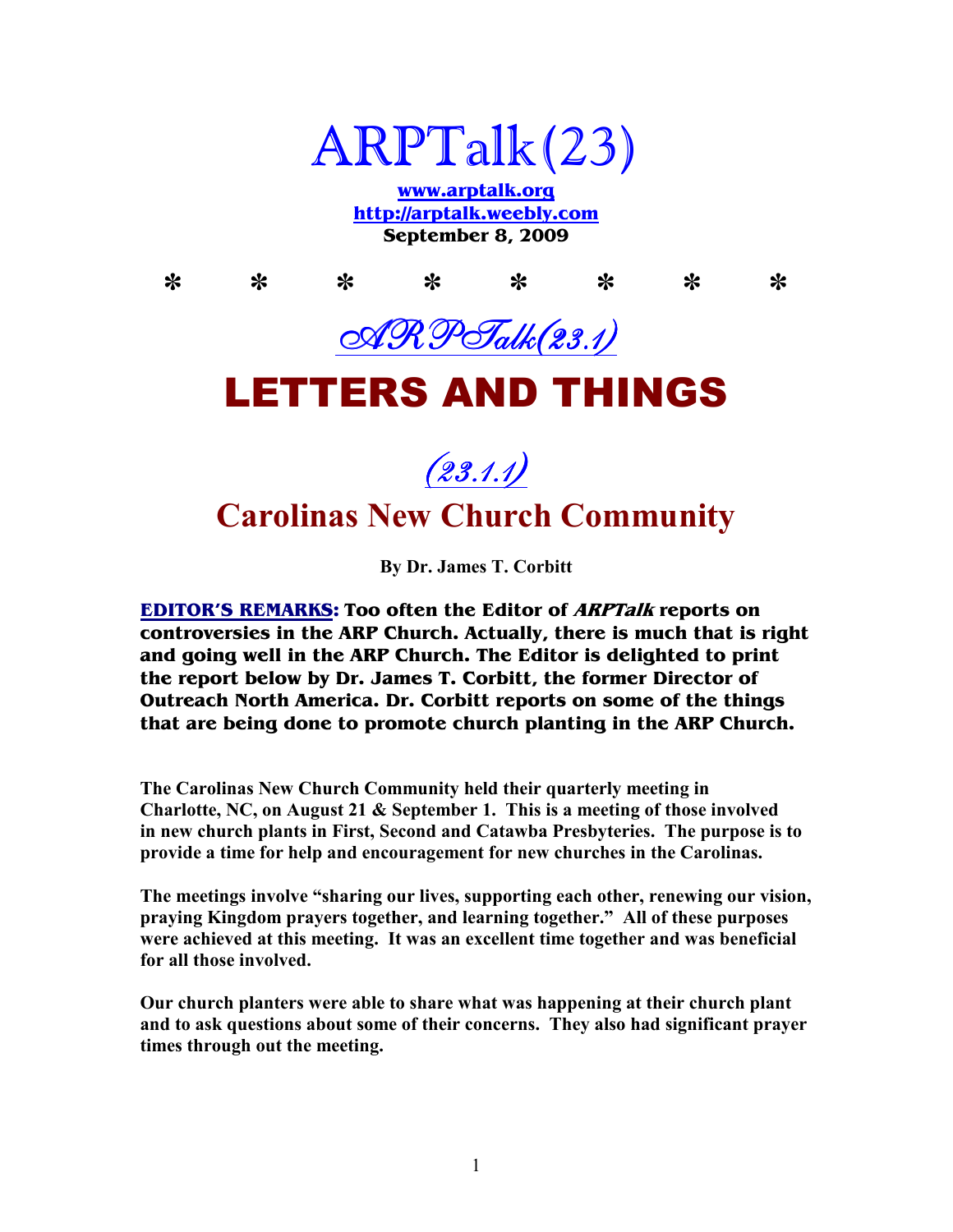# ARPTalk(23)

**www.arptalk.org**
**http://arptalk.weebly.com**
**September 8, 2009**

\* \* \* \* \* \* \* \*

## ARPTalk(23.1)

# LETTERS AND THINGS

### (23.1.1)

## Carolinas New Church Community

**By Dr. James T. Corbitt**

**EDITOR'S REMARKS: Too often the Editor of *ARPTalk* reports on controversies in the ARP Church. Actually, there is much that is right and going well in the ARP Church. The Editor is delighted to print the report below by Dr. James T. Corbitt, the former Director of Outreach North America. Dr. Corbitt reports on some of the things that are being done to promote church planting in the ARP Church.**

**The Carolinas New Church Community held their quarterly meeting in Charlotte, NC, on August 21 & September 1. This is a meeting of those involved in new church plants in First, Second and Catawba Presbyteries. The purpose is to provide a time for help and encouragement for new churches in the Carolinas.**

**The meetings involve "sharing our lives, supporting each other, renewing our vision, praying Kingdom prayers together, and learning together." All of these purposes were achieved at this meeting. It was an excellent time together and was beneficial for all those involved.**

**Our church planters were able to share what was happening at their church plant and to ask questions about some of their concerns. They also had significant prayer times through out the meeting.**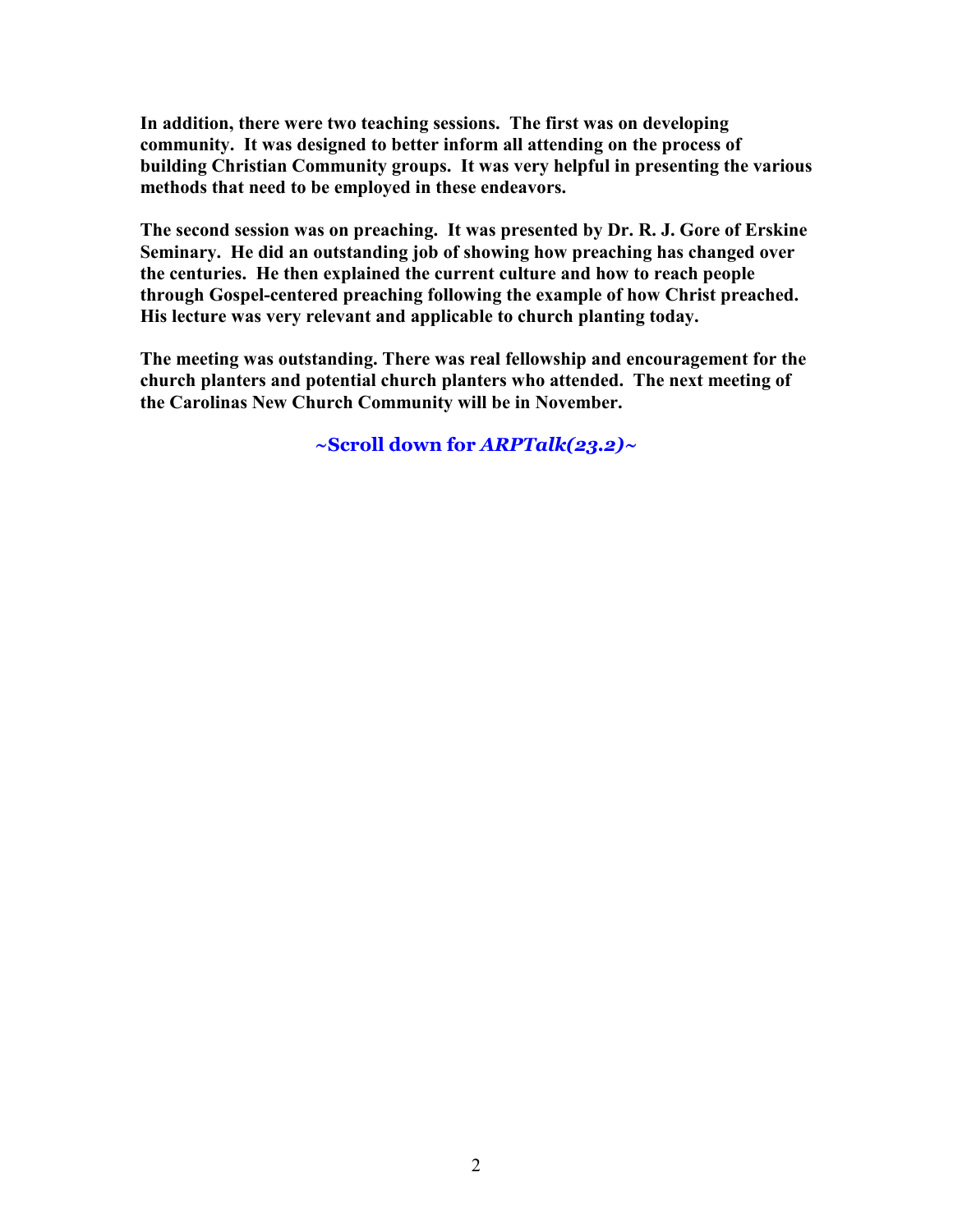**In addition, there were two teaching sessions. The first was on developing community. It was designed to better inform all attending on the process of building Christian Community groups. It was very helpful in presenting the various methods that need to be employed in these endeavors.**

**The second session was on preaching. It was presented by Dr. R. J. Gore of Erskine Seminary. He did an outstanding job of showing how preaching has changed over the centuries. He then explained the current culture and how to reach people through Gospel-centered preaching following the example of how Christ preached. His lecture was very relevant and applicable to church planting today.**

**The meeting was outstanding. There was real fellowship and encouragement for the church planters and potential church planters who attended. The next meeting of the Carolinas New Church Community will be in November.**

**~Scroll down for *ARPTalk(23.2)*~**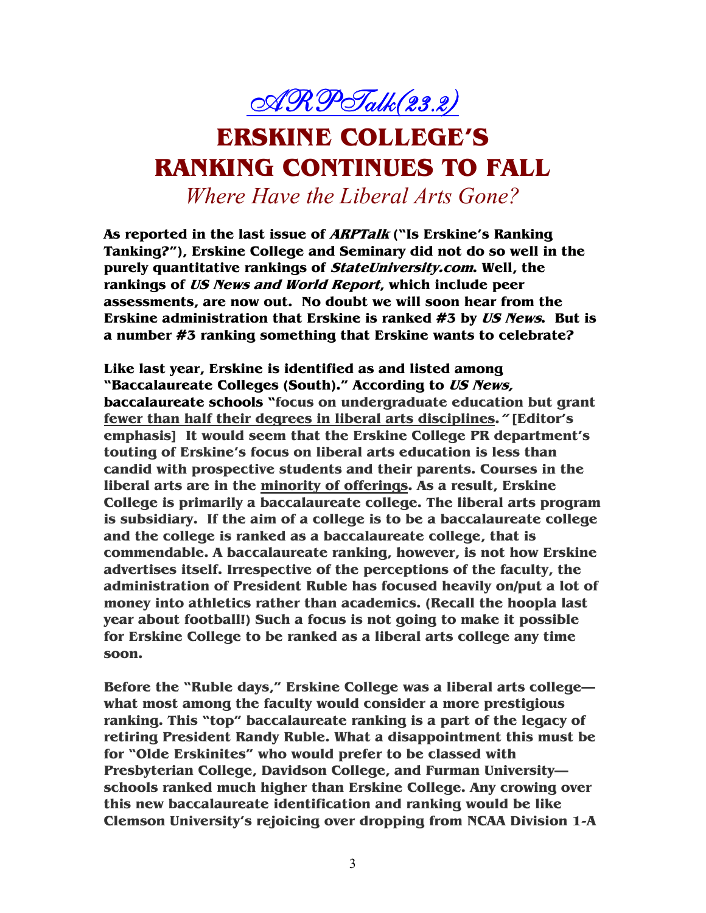*ARPTalk(23.2)*

# ERSKINE COLLEGE'S RANKING CONTINUES TO FALL

*Where Have the Liberal Arts Gone?*

**As reported in the last issue of *ARPTalk* ("Is Erskine's Ranking Tanking?"), Erskine College and Seminary did not do so well in the purely quantitative rankings of *StateUniversity.com*. Well, the rankings of *US News and World Report*, which include peer assessments, are now out. No doubt we will soon hear from the Erskine administration that Erskine is ranked #3 by *US News*. But is a number #3 ranking something that Erskine wants to celebrate?**

**Like last year, Erskine is identified as and listed among "Baccalaureate Colleges (South)." According to *US News,* baccalaureate schools "focus on undergraduate education but grant <u>fewer than half their degrees in liberal arts disciplines</u>.*"* [Editor's emphasis] It would seem that the Erskine College PR department's touting of Erskine's focus on liberal arts education is less than candid with prospective students and their parents. Courses in the liberal arts are in the <u>minority of offerings</u>. As a result, Erskine College is primarily a baccalaureate college. The liberal arts program is subsidiary. If the aim of a college is to be a baccalaureate college and the college is ranked as a baccalaureate college, that is commendable. A baccalaureate ranking, however, is not how Erskine advertises itself. Irrespective of the perceptions of the faculty, the administration of President Ruble has focused heavily on/put a lot of money into athletics rather than academics. (Recall the hoopla last year about football!) Such a focus is not going to make it possible for Erskine College to be ranked as a liberal arts college any time soon.**

**Before the "Ruble days," Erskine College was a liberal arts college—what most among the faculty would consider a more prestigious ranking. This "top" baccalaureate ranking is a part of the legacy of retiring President Randy Ruble. What a disappointment this must be for "Olde Erskinites" who would prefer to be classed with Presbyterian College, Davidson College, and Furman University—schools ranked much higher than Erskine College. Any crowing over this new baccalaureate identification and ranking would be like Clemson University's rejoicing over dropping from NCAA Division 1-A**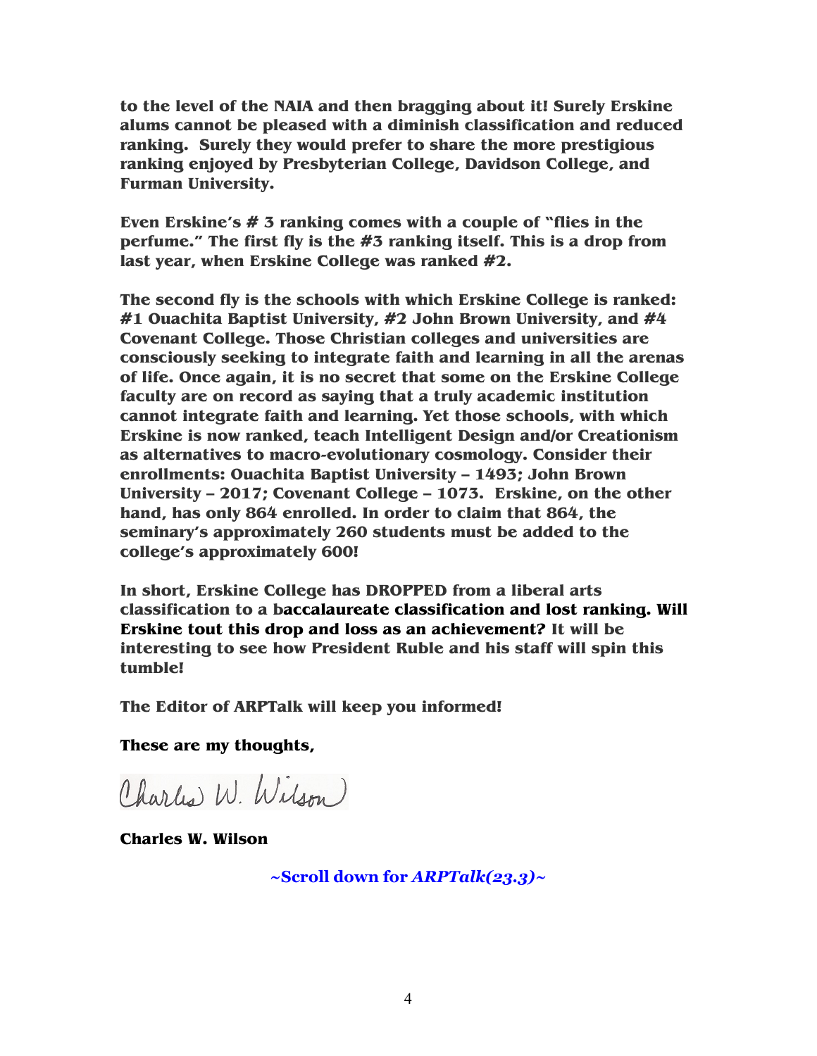**to the level of the NAIA and then bragging about it! Surely Erskine alums cannot be pleased with a diminish classification and reduced ranking. Surely they would prefer to share the more prestigious ranking enjoyed by Presbyterian College, Davidson College, and Furman University.**

**Even Erskine's # 3 ranking comes with a couple of "flies in the perfume." The first fly is the #3 ranking itself. This is a drop from last year, when Erskine College was ranked #2.**

**The second fly is the schools with which Erskine College is ranked: #1 Ouachita Baptist University, #2 John Brown University, and #4 Covenant College. Those Christian colleges and universities are consciously seeking to integrate faith and learning in all the arenas of life. Once again, it is no secret that some on the Erskine College faculty are on record as saying that a truly academic institution cannot integrate faith and learning. Yet those schools, with which Erskine is now ranked, teach Intelligent Design and/or Creationism as alternatives to macro-evolutionary cosmology. Consider their enrollments: Ouachita Baptist University – 1493; John Brown University – 2017; Covenant College – 1073. Erskine, on the other hand, has only 864 enrolled. In order to claim that 864, the seminary's approximately 260 students must be added to the college's approximately 600!**

**In short, Erskine College has DROPPED from a liberal arts classification to a baccalaureate classification and lost ranking. Will Erskine tout this drop and loss as an achievement? It will be interesting to see how President Ruble and his staff will spin this tumble!**

**The Editor of ARPTalk will keep you informed!**

**These are my thoughts,**

Charles W. Wilson

**Charles W. Wilson**

**~Scroll down for *ARPTalk(23.3)*~**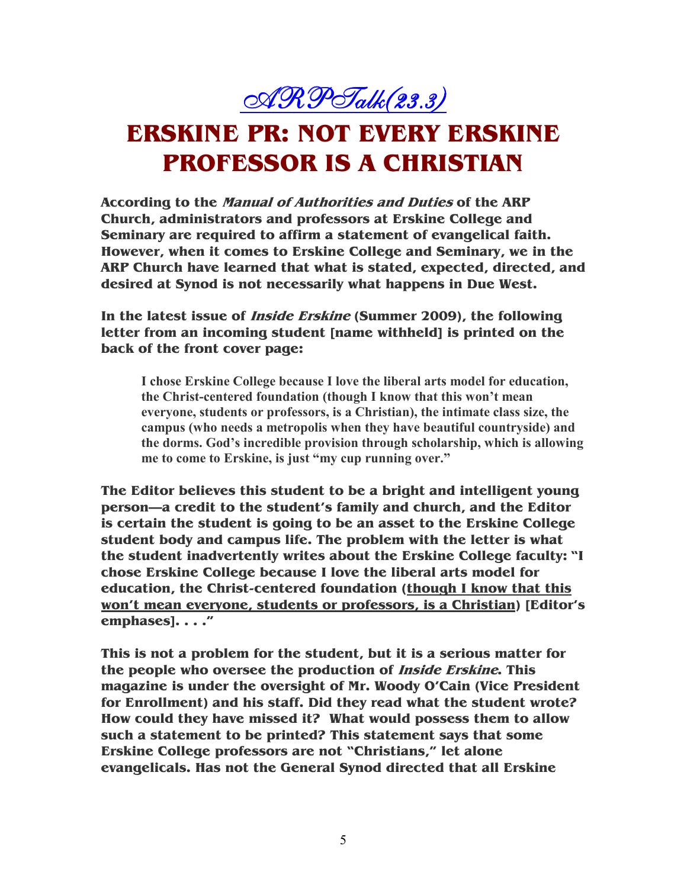*ARPTalk(23.3)*

# ERSKINE PR: NOT EVERY ERSKINE PROFESSOR IS A CHRISTIAN

**According to the *Manual of Authorities and Duties* of the ARP Church, administrators and professors at Erskine College and Seminary are required to affirm a statement of evangelical faith. However, when it comes to Erskine College and Seminary, we in the ARP Church have learned that what is stated, expected, directed, and desired at Synod is not necessarily what happens in Due West.**

**In the latest issue of *Inside Erskine* (Summer 2009), the following letter from an incoming student [name withheld] is printed on the back of the front cover page:**

> **I chose Erskine College because I love the liberal arts model for education, the Christ-centered foundation (though I know that this won't mean everyone, students or professors, is a Christian), the intimate class size, the campus (who needs a metropolis when they have beautiful countryside) and the dorms. God's incredible provision through scholarship, which is allowing me to come to Erskine, is just "my cup running over."**

**The Editor believes this student to be a bright and intelligent young person—a credit to the student's family and church, and the Editor is certain the student is going to be an asset to the Erskine College student body and campus life. The problem with the letter is what the student inadvertently writes about the Erskine College faculty: "I chose Erskine College because I love the liberal arts model for education, the Christ-centered foundation (<u>though I know that this won't mean everyone, students or professors, is a Christian</u>) [Editor's emphases]. . . ."**

**This is not a problem for the student, but it is a serious matter for the people who oversee the production of *Inside Erskine*. This magazine is under the oversight of Mr. Woody O'Cain (Vice President for Enrollment) and his staff. Did they read what the student wrote? How could they have missed it? What would possess them to allow such a statement to be printed? This statement says that some Erskine College professors are not "Christians," let alone evangelicals. Has not the General Synod directed that all Erskine**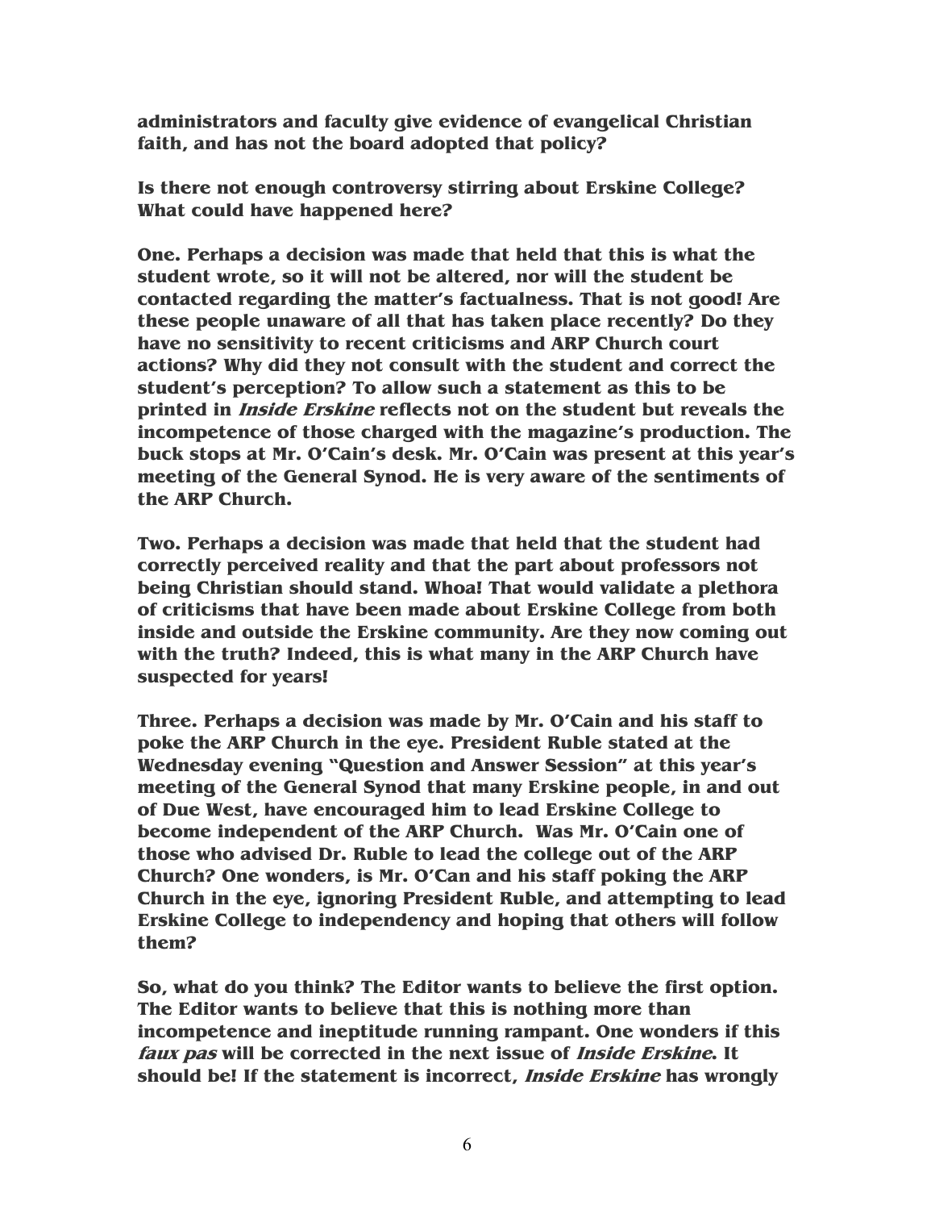**administrators and faculty give evidence of evangelical Christian faith, and has not the board adopted that policy?**

**Is there not enough controversy stirring about Erskine College? What could have happened here?**

**One. Perhaps a decision was made that held that this is what the student wrote, so it will not be altered, nor will the student be contacted regarding the matter's factualness. That is not good! Are these people unaware of all that has taken place recently? Do they have no sensitivity to recent criticisms and ARP Church court actions? Why did they not consult with the student and correct the student's perception? To allow such a statement as this to be printed in *Inside Erskine* reflects not on the student but reveals the incompetence of those charged with the magazine's production. The buck stops at Mr. O'Cain's desk. Mr. O'Cain was present at this year's meeting of the General Synod. He is very aware of the sentiments of the ARP Church.**

**Two. Perhaps a decision was made that held that the student had correctly perceived reality and that the part about professors not being Christian should stand. Whoa! That would validate a plethora of criticisms that have been made about Erskine College from both inside and outside the Erskine community. Are they now coming out with the truth? Indeed, this is what many in the ARP Church have suspected for years!**

**Three. Perhaps a decision was made by Mr. O'Cain and his staff to poke the ARP Church in the eye. President Ruble stated at the Wednesday evening "Question and Answer Session" at this year's meeting of the General Synod that many Erskine people, in and out of Due West, have encouraged him to lead Erskine College to become independent of the ARP Church. Was Mr. O'Cain one of those who advised Dr. Ruble to lead the college out of the ARP Church? One wonders, is Mr. O'Can and his staff poking the ARP Church in the eye, ignoring President Ruble, and attempting to lead Erskine College to independency and hoping that others will follow them?**

**So, what do you think? The Editor wants to believe the first option. The Editor wants to believe that this is nothing more than incompetence and ineptitude running rampant. One wonders if this *faux pas* will be corrected in the next issue of *Inside Erskine*. It should be! If the statement is incorrect, *Inside Erskine* has wrongly**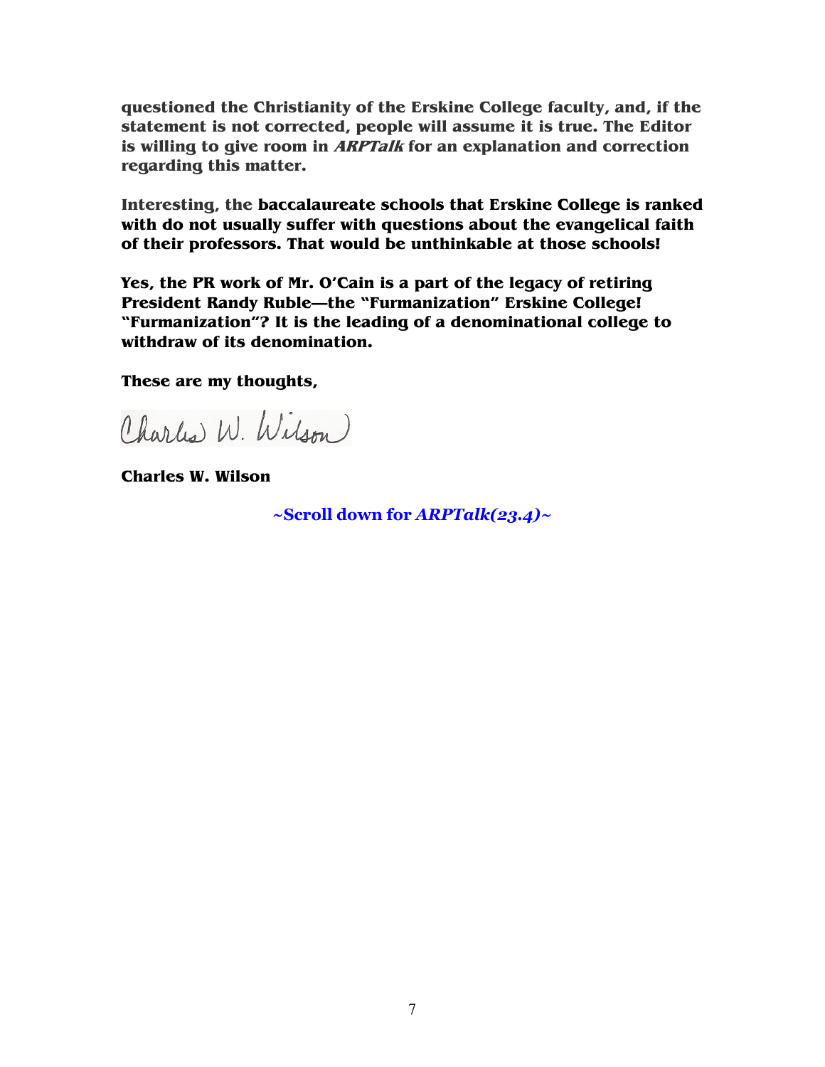**questioned the Christianity of the Erskine College faculty, and, if the statement is not corrected, people will assume it is true. The Editor is willing to give room in *ARPTalk* for an explanation and correction regarding this matter.**

**Interesting, the baccalaureate schools that Erskine College is ranked with do not usually suffer with questions about the evangelical faith of their professors. That would be unthinkable at those schools!**

**Yes, the PR work of Mr. O'Cain is a part of the legacy of retiring President Randy Ruble—the "Furmanization" Erskine College! "Furmanization"? It is the leading of a denominational college to withdraw of its denomination.**

**These are my thoughts,**

Charles W. Wilson

**Charles W. Wilson**

**~Scroll down for *ARPTalk(23.4)*~**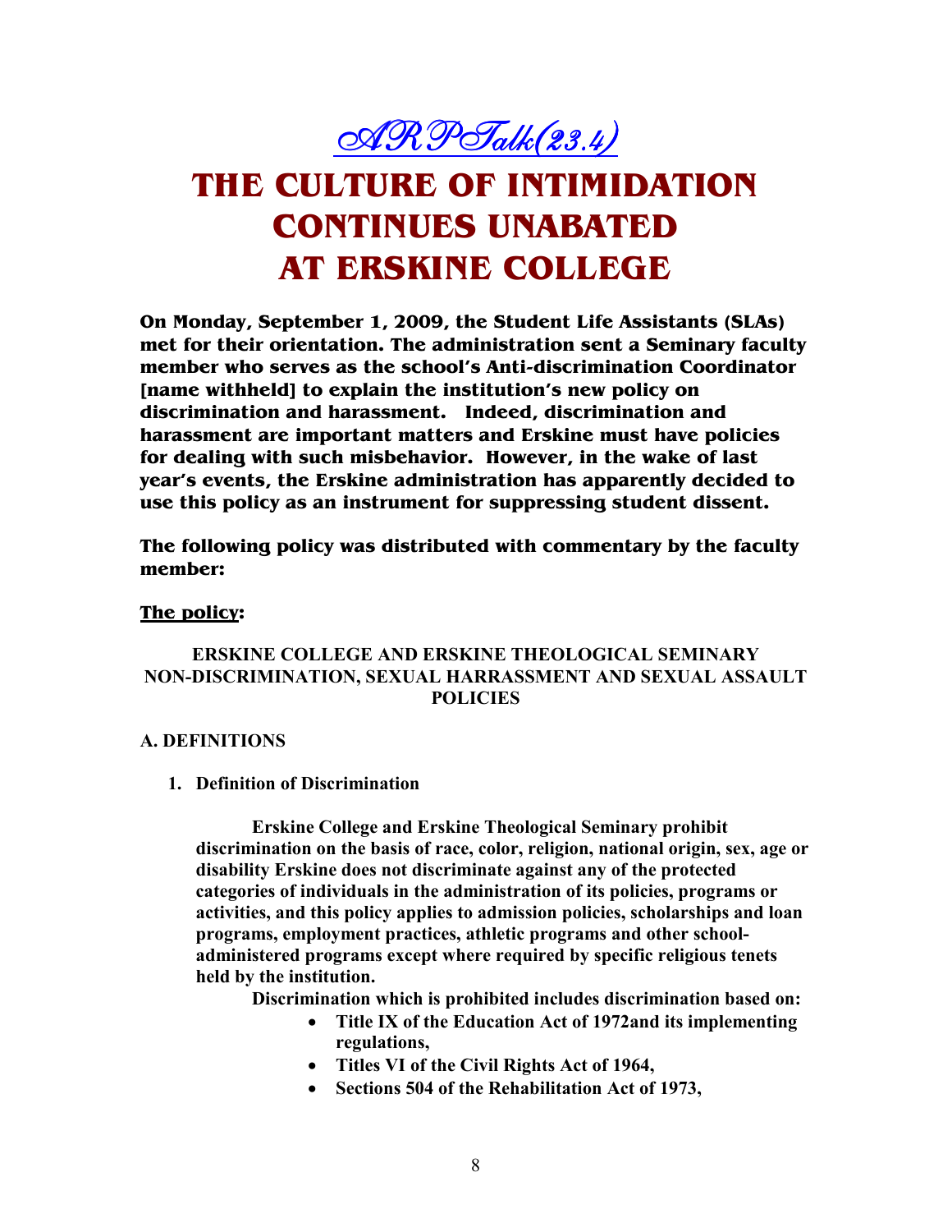[ARPTalk(23.4)]

# THE CULTURE OF INTIMIDATION CONTINUES UNABATED AT ERSKINE COLLEGE

**On Monday, September 1, 2009, the Student Life Assistants (SLAs) met for their orientation. The administration sent a Seminary faculty member who serves as the school's Anti-discrimination Coordinator [name withheld] to explain the institution's new policy on discrimination and harassment. Indeed, discrimination and harassment are important matters and Erskine must have policies for dealing with such misbehavior. However, in the wake of last year's events, the Erskine administration has apparently decided to use this policy as an instrument for suppressing student dissent.**

**The following policy was distributed with commentary by the faculty member:**

**<u>The policy</u>:**

**ERSKINE COLLEGE AND ERSKINE THEOLOGICAL SEMINARY NON-DISCRIMINATION, SEXUAL HARRASSMENT AND SEXUAL ASSAULT POLICIES**

**A. DEFINITIONS**

1. **Definition of Discrimination**

   **Erskine College and Erskine Theological Seminary prohibit discrimination on the basis of race, color, religion, national origin, sex, age or disability Erskine does not discriminate against any of the protected categories of individuals in the administration of its policies, programs or activities, and this policy applies to admission policies, scholarships and loan programs, employment practices, athletic programs and other school-administered programs except where required by specific religious tenets held by the institution.**

   **Discrimination which is prohibited includes discrimination based on:**

   - **Title IX of the Education Act of 1972and its implementing regulations,**
   - **Titles VI of the Civil Rights Act of 1964,**
   - **Sections 504 of the Rehabilitation Act of 1973,**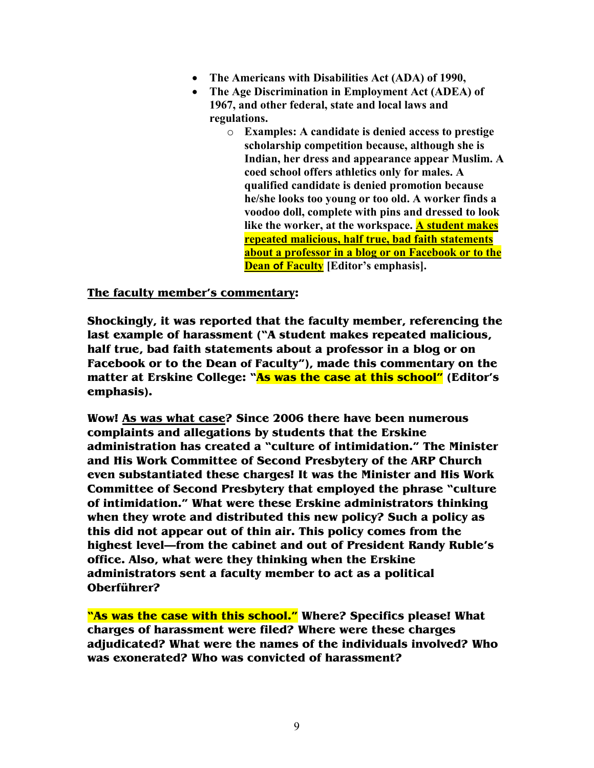- **The Americans with Disabilities Act (ADA) of 1990,**
- **The Age Discrimination in Employment Act (ADEA) of 1967, and other federal, state and local laws and regulations.**
    - **Examples: A candidate is denied access to prestige scholarship competition because, although she is Indian, her dress and appearance appear Muslim. A coed school offers athletics only for males. A qualified candidate is denied promotion because he/she looks too young or too old. A worker finds a voodoo doll, complete with pins and dressed to look like the worker, at the workspace. <u>A student makes repeated malicious, half true, bad faith statements about a professor in a blog or on Facebook or to the Dean of Faculty</u> [Editor's emphasis].**

**<u>The faculty member's commentary</u>:**

**Shockingly, it was reported that the faculty member, referencing the last example of harassment ("A student makes repeated malicious, half true, bad faith statements about a professor in a blog or on Facebook or to the Dean of Faculty"), made this commentary on the matter at Erskine College: "As was the case at this school" (Editor's emphasis).**

**Wow! <u>As was what case</u>? Since 2006 there have been numerous complaints and allegations by students that the Erskine administration has created a "culture of intimidation." The Minister and His Work Committee of Second Presbytery of the ARP Church even substantiated these charges! It was the Minister and His Work Committee of Second Presbytery that employed the phrase "culture of intimidation." What were these Erskine administrators thinking when they wrote and distributed this new policy? Such a policy as this did not appear out of thin air. This policy comes from the highest level—from the cabinet and out of President Randy Ruble's office. Also, what were they thinking when the Erskine administrators sent a faculty member to act as a political Oberführer?**

**"As was the case with this school." Where? Specifics please! What charges of harassment were filed? Where were these charges adjudicated? What were the names of the individuals involved? Who was exonerated? Who was convicted of harassment?**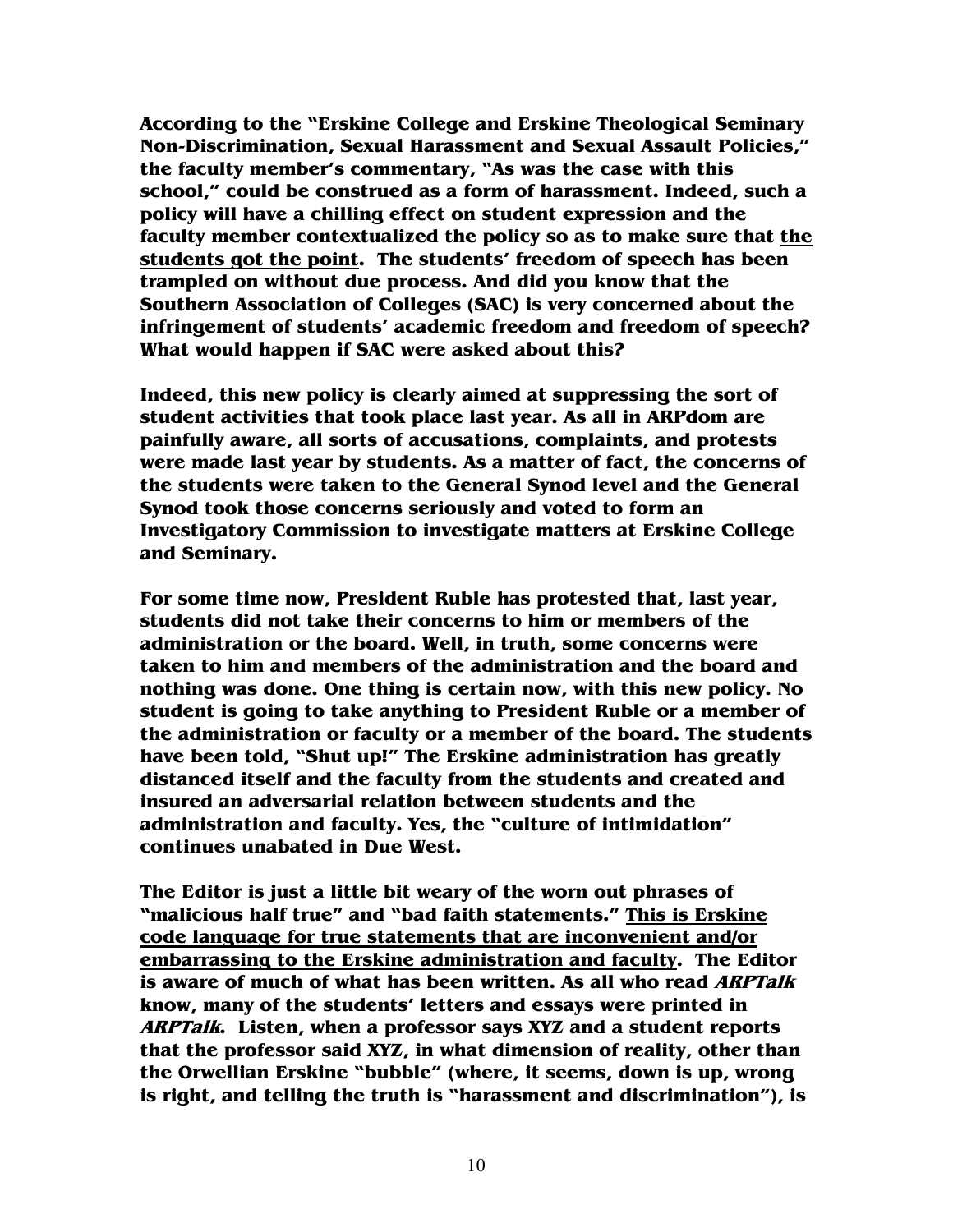**According to the "Erskine College and Erskine Theological Seminary Non-Discrimination, Sexual Harassment and Sexual Assault Policies," the faculty member's commentary, "As was the case with this school," could be construed as a form of harassment. Indeed, such a policy will have a chilling effect on student expression and the faculty member contextualized the policy so as to make sure that <u>the students got the point</u>. The students' freedom of speech has been trampled on without due process. And did you know that the Southern Association of Colleges (SAC) is very concerned about the infringement of students' academic freedom and freedom of speech? What would happen if SAC were asked about this?**

**Indeed, this new policy is clearly aimed at suppressing the sort of student activities that took place last year. As all in ARPdom are painfully aware, all sorts of accusations, complaints, and protests were made last year by students. As a matter of fact, the concerns of the students were taken to the General Synod level and the General Synod took those concerns seriously and voted to form an Investigatory Commission to investigate matters at Erskine College and Seminary.**

**For some time now, President Ruble has protested that, last year, students did not take their concerns to him or members of the administration or the board. Well, in truth, some concerns were taken to him and members of the administration and the board and nothing was done. One thing is certain now, with this new policy. No student is going to take anything to President Ruble or a member of the administration or faculty or a member of the board. The students have been told, "Shut up!" The Erskine administration has greatly distanced itself and the faculty from the students and created and insured an adversarial relation between students and the administration and faculty. Yes, the "culture of intimidation" continues unabated in Due West.**

**The Editor is just a little bit weary of the worn out phrases of "malicious half true" and "bad faith statements." <u>This is Erskine code language for true statements that are inconvenient and/or embarrassing to the Erskine administration and faculty</u>. The Editor is aware of much of what has been written. As all who read *ARPTalk* know, many of the students' letters and essays were printed in *ARPTalk*. Listen, when a professor says XYZ and a student reports that the professor said XYZ, in what dimension of reality, other than the Orwellian Erskine "bubble" (where, it seems, down is up, wrong is right, and telling the truth is "harassment and discrimination"), is**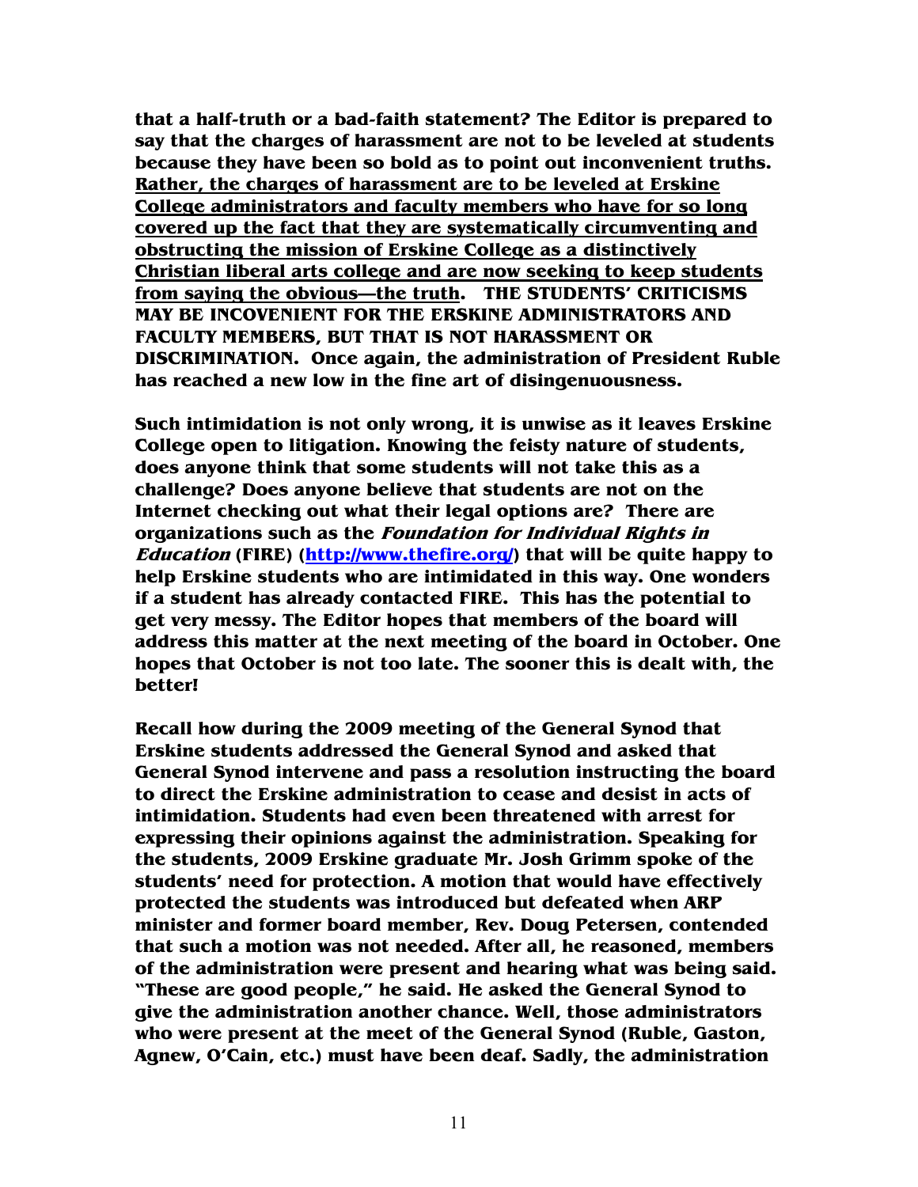**that a half-truth or a bad-faith statement? The Editor is prepared to say that the charges of harassment are not to be leveled at students because they have been so bold as to point out inconvenient truths. <u>Rather, the charges of harassment are to be leveled at Erskine College administrators and faculty members who have for so long covered up the fact that they are systematically circumventing and obstructing the mission of Erskine College as a distinctively Christian liberal arts college and are now seeking to keep students from saying the obvious—the truth</u>. THE STUDENTS' CRITICISMS MAY BE INCOVENIENT FOR THE ERSKINE ADMINISTRATORS AND FACULTY MEMBERS, BUT THAT IS NOT HARASSMENT OR DISCRIMINATION. Once again, the administration of President Ruble has reached a new low in the fine art of disingenuousness.**

**Such intimidation is not only wrong, it is unwise as it leaves Erskine College open to litigation. Knowing the feisty nature of students, does anyone think that some students will not take this as a challenge? Does anyone believe that students are not on the Internet checking out what their legal options are? There are organizations such as the *Foundation for Individual Rights in Education* (FIRE) ([http://www.thefire.org/](http://www.thefire.org/)) that will be quite happy to help Erskine students who are intimidated in this way. One wonders if a student has already contacted FIRE. This has the potential to get very messy. The Editor hopes that members of the board will address this matter at the next meeting of the board in October. One hopes that October is not too late. The sooner this is dealt with, the better!**

**Recall how during the 2009 meeting of the General Synod that Erskine students addressed the General Synod and asked that General Synod intervene and pass a resolution instructing the board to direct the Erskine administration to cease and desist in acts of intimidation. Students had even been threatened with arrest for expressing their opinions against the administration. Speaking for the students, 2009 Erskine graduate Mr. Josh Grimm spoke of the students' need for protection. A motion that would have effectively protected the students was introduced but defeated when ARP minister and former board member, Rev. Doug Petersen, contended that such a motion was not needed. After all, he reasoned, members of the administration were present and hearing what was being said. "These are good people," he said. He asked the General Synod to give the administration another chance. Well, those administrators who were present at the meet of the General Synod (Ruble, Gaston, Agnew, O'Cain, etc.) must have been deaf. Sadly, the administration**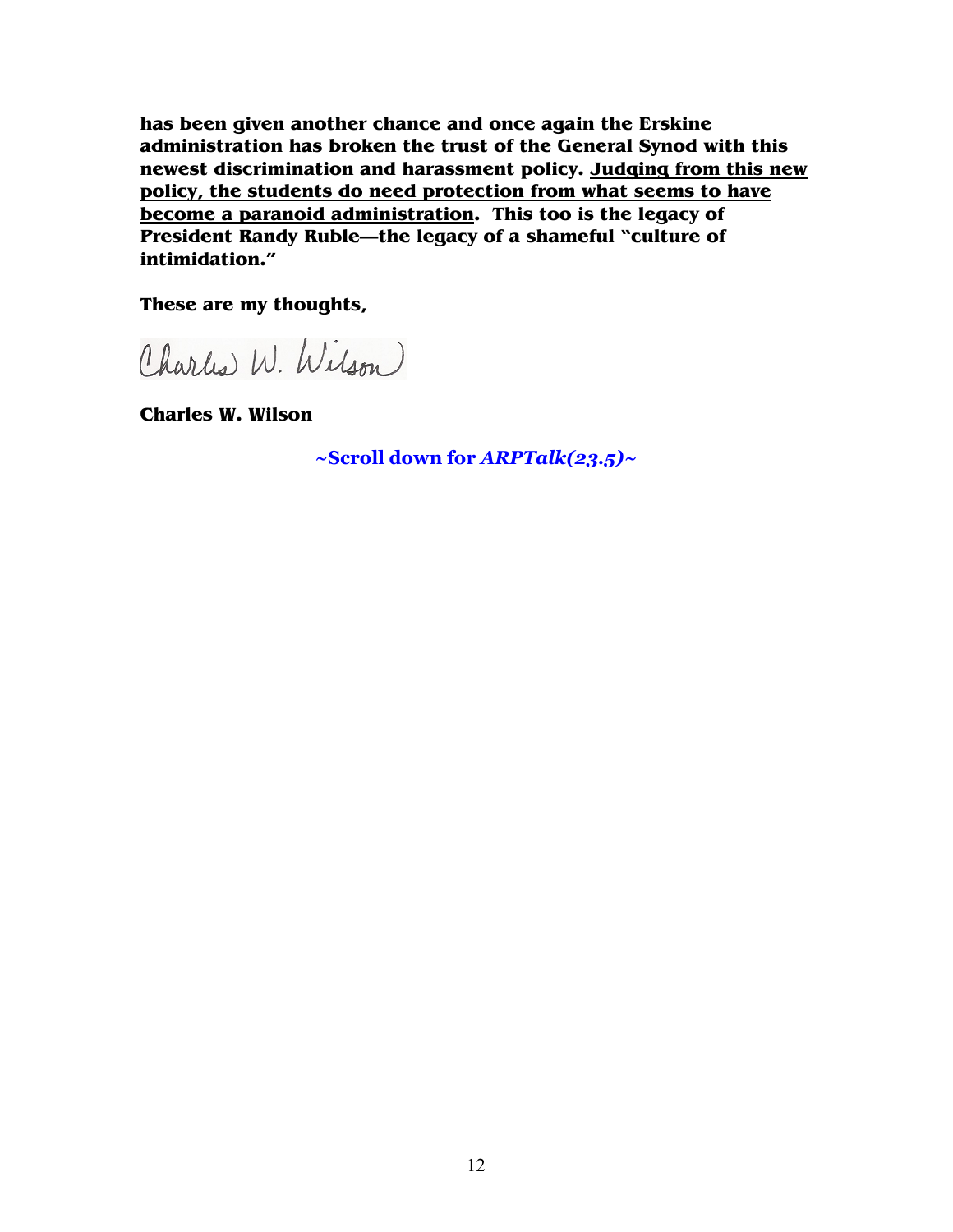**has been given another chance and once again the Erskine administration has broken the trust of the General Synod with this newest discrimination and harassment policy. <u>Judging from this new policy, the students do need protection from what seems to have become a paranoid administration</u>. This too is the legacy of President Randy Ruble—the legacy of a shameful "culture of intimidation."**

**These are my thoughts,**

Charles W. Wilson

**Charles W. Wilson**

**~Scroll down for *ARPTalk(23.5)*~**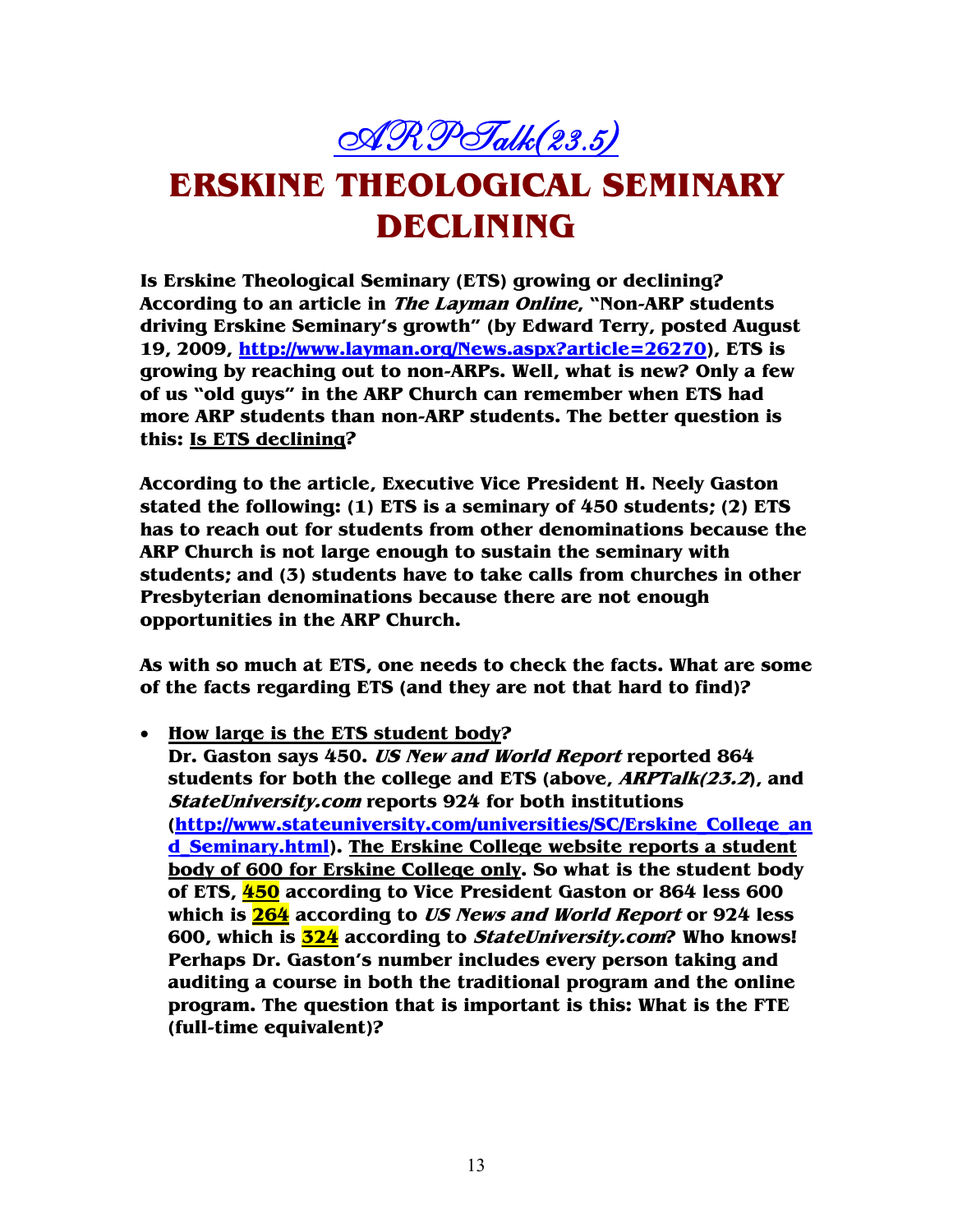# *ARPTalk(23.5)*

# ERSKINE THEOLOGICAL SEMINARY DECLINING

**Is Erskine Theological Seminary (ETS) growing or declining? According to an article in *The Layman Online*, "Non-ARP students driving Erskine Seminary's growth" (by Edward Terry, posted August 19, 2009, http://www.layman.org/News.aspx?article=26270), ETS is growing by reaching out to non-ARPs. Well, what is new? Only a few of us "old guys" in the ARP Church can remember when ETS had more ARP students than non-ARP students. The better question is this: <u>Is ETS declining</u>?**

**According to the article, Executive Vice President H. Neely Gaston stated the following: (1) ETS is a seminary of 450 students; (2) ETS has to reach out for students from other denominations because the ARP Church is not large enough to sustain the seminary with students; and (3) students have to take calls from churches in other Presbyterian denominations because there are not enough opportunities in the ARP Church.**

**As with so much at ETS, one needs to check the facts. What are some of the facts regarding ETS (and they are not that hard to find)?**

- **<u>How large is the ETS student body</u>?**
  **Dr. Gaston says 450. *US New and World Report* reported 864 students for both the college and ETS (above, *ARPTalk(23.2)*), and *StateUniversity.com* reports 924 for both institutions (http://www.stateuniversity.com/universities/SC/Erskine_College_and_Seminary.html). <u>The Erskine College website reports a student body of 600 for Erskine College only</u>. So what is the student body of ETS, <u>450</u> according to Vice President Gaston or 864 less 600 which is <u>264</u> according to *US News and World Report* or 924 less 600, which is <u>324</u> according to *StateUniversity.com*? Who knows! Perhaps Dr. Gaston's number includes every person taking and auditing a course in both the traditional program and the online program. The question that is important is this: What is the FTE (full-time equivalent)?**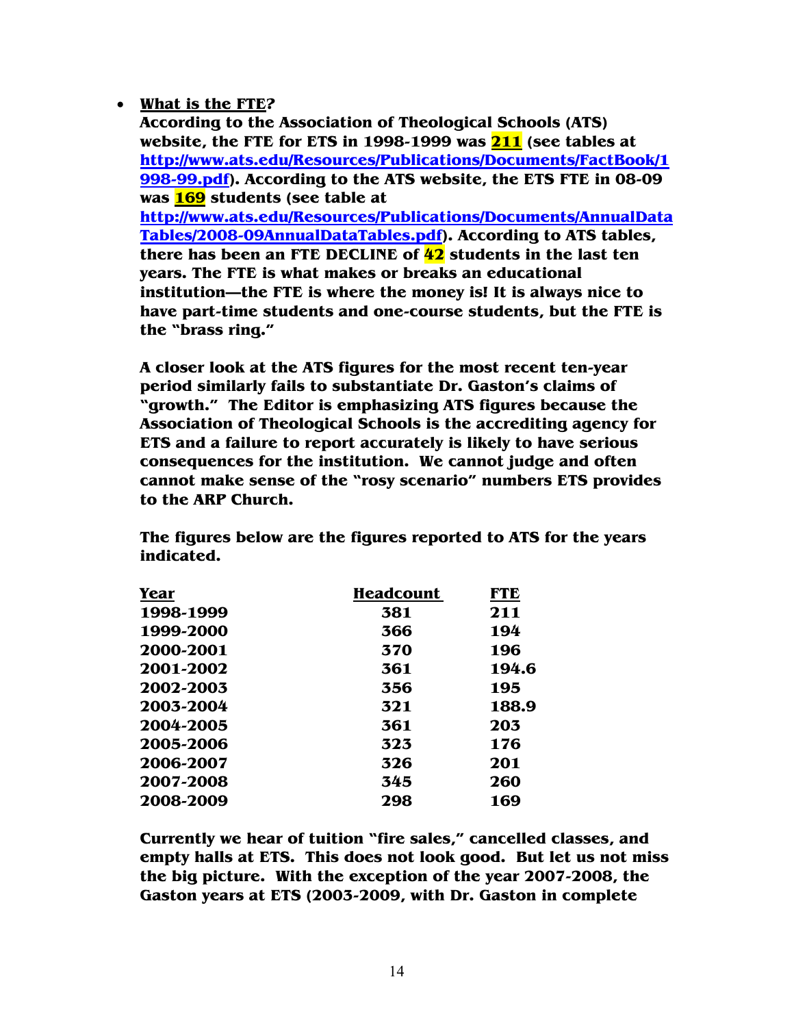- **What is the FTE?**
  **According to the Association of Theological Schools (ATS) website, the FTE for ETS in 1998-1999 was 211 (see tables at http://www.ats.edu/Resources/Publications/Documents/FactBook/1998-99.pdf). According to the ATS website, the ETS FTE in 08-09 was 169 students (see table at http://www.ats.edu/Resources/Publications/Documents/AnnualDataTables/2008-09AnnualDataTables.pdf). According to ATS tables, there has been an FTE DECLINE of 42 students in the last ten years. The FTE is what makes or breaks an educational institution—the FTE is where the money is! It is always nice to have part-time students and one-course students, but the FTE is the "brass ring."**

  **A closer look at the ATS figures for the most recent ten-year period similarly fails to substantiate Dr. Gaston's claims of "growth." The Editor is emphasizing ATS figures because the Association of Theological Schools is the accrediting agency for ETS and a failure to report accurately is likely to have serious consequences for the institution. We cannot judge and often cannot make sense of the "rosy scenario" numbers ETS provides to the ARP Church.**

  **The figures below are the figures reported to ATS for the years indicated.**

| Year | Headcount | FTE |
|---|---|---|
| 1998-1999 | 381 | 211 |
| 1999-2000 | 366 | 194 |
| 2000-2001 | 370 | 196 |
| 2001-2002 | 361 | 194.6 |
| 2002-2003 | 356 | 195 |
| 2003-2004 | 321 | 188.9 |
| 2004-2005 | 361 | 203 |
| 2005-2006 | 323 | 176 |
| 2006-2007 | 326 | 201 |
| 2007-2008 | 345 | 260 |
| 2008-2009 | 298 | 169 |

  **Currently we hear of tuition "fire sales," cancelled classes, and empty halls at ETS. This does not look good. But let us not miss the big picture. With the exception of the year 2007-2008, the Gaston years at ETS (2003-2009, with Dr. Gaston in complete**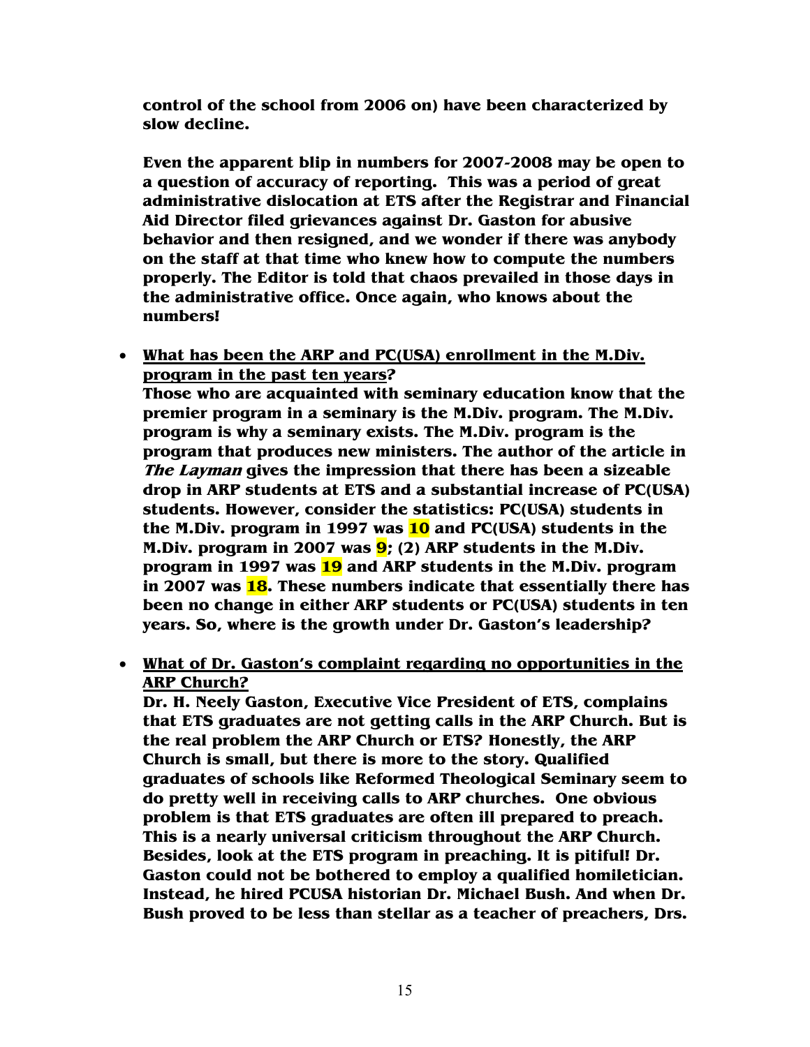**control of the school from 2006 on) have been characterized by slow decline.**

**Even the apparent blip in numbers for 2007-2008 may be open to a question of accuracy of reporting. This was a period of great administrative dislocation at ETS after the Registrar and Financial Aid Director filed grievances against Dr. Gaston for abusive behavior and then resigned, and we wonder if there was anybody on the staff at that time who knew how to compute the numbers properly. The Editor is told that chaos prevailed in those days in the administrative office. Once again, who knows about the numbers!**

- **<u>What has been the ARP and PC(USA) enrollment in the M.Div. program in the past ten years</u>?**
  **Those who are acquainted with seminary education know that the premier program in a seminary is the M.Div. program. The M.Div. program is why a seminary exists. The M.Div. program is the program that produces new ministers. The author of the article in *The Layman* gives the impression that there has been a sizeable drop in ARP students at ETS and a substantial increase of PC(USA) students. However, consider the statistics: PC(USA) students in the M.Div. program in 1997 was 10 and PC(USA) students in the M.Div. program in 2007 was 9; (2) ARP students in the M.Div. program in 1997 was 19 and ARP students in the M.Div. program in 2007 was 18. These numbers indicate that essentially there has been no change in either ARP students or PC(USA) students in ten years. So, where is the growth under Dr. Gaston's leadership?**

- **<u>What of Dr. Gaston's complaint regarding no opportunities in the ARP Church</u>?**
  **Dr. H. Neely Gaston, Executive Vice President of ETS, complains that ETS graduates are not getting calls in the ARP Church. But is the real problem the ARP Church or ETS? Honestly, the ARP Church is small, but there is more to the story. Qualified graduates of schools like Reformed Theological Seminary seem to do pretty well in receiving calls to ARP churches. One obvious problem is that ETS graduates are often ill prepared to preach. This is a nearly universal criticism throughout the ARP Church. Besides, look at the ETS program in preaching. It is pitiful! Dr. Gaston could not be bothered to employ a qualified homiletician. Instead, he hired PCUSA historian Dr. Michael Bush. And when Dr. Bush proved to be less than stellar as a teacher of preachers, Drs.**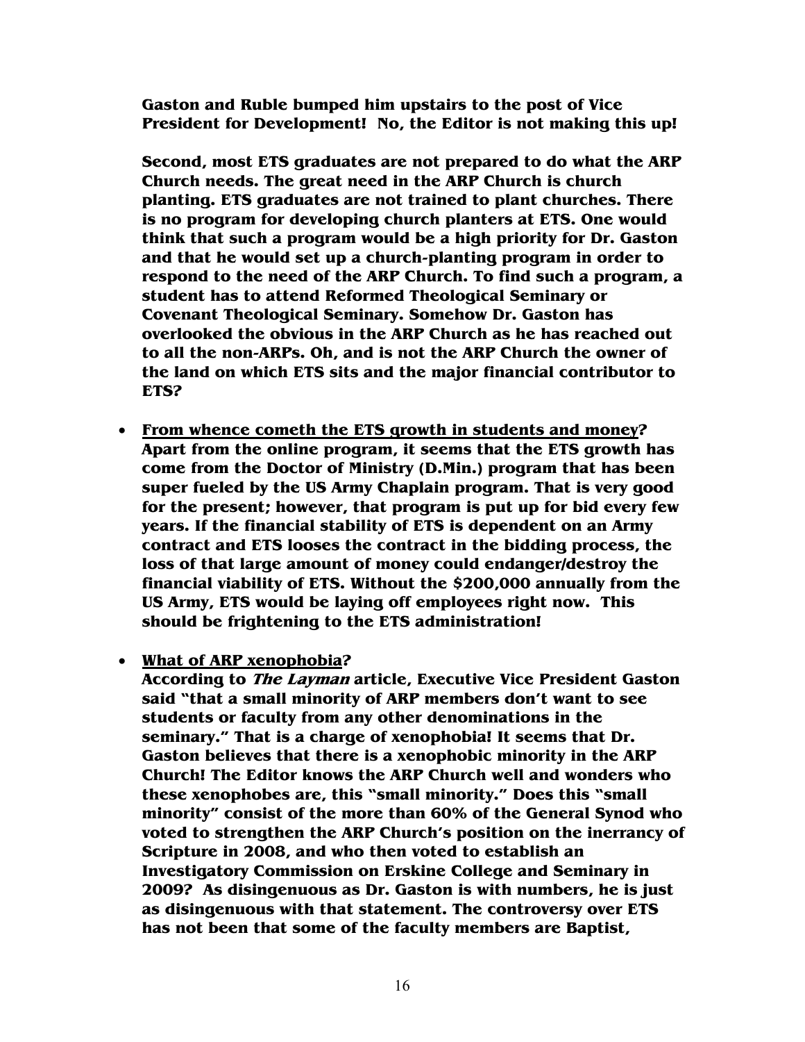**Gaston and Ruble bumped him upstairs to the post of Vice President for Development! No, the Editor is not making this up!**

**Second, most ETS graduates are not prepared to do what the ARP Church needs. The great need in the ARP Church is church planting. ETS graduates are not trained to plant churches. There is no program for developing church planters at ETS. One would think that such a program would be a high priority for Dr. Gaston and that he would set up a church-planting program in order to respond to the need of the ARP Church. To find such a program, a student has to attend Reformed Theological Seminary or Covenant Theological Seminary. Somehow Dr. Gaston has overlooked the obvious in the ARP Church as he has reached out to all the non-ARPs. Oh, and is not the ARP Church the owner of the land on which ETS sits and the major financial contributor to ETS?**

- **<u>From whence cometh the ETS growth in students and money?</u> Apart from the online program, it seems that the ETS growth has come from the Doctor of Ministry (D.Min.) program that has been super fueled by the US Army Chaplain program. That is very good for the present; however, that program is put up for bid every few years. If the financial stability of ETS is dependent on an Army contract and ETS looses the contract in the bidding process, the loss of that large amount of money could endanger/destroy the financial viability of ETS. Without the $200,000 annually from the US Army, ETS would be laying off employees right now. This should be frightening to the ETS administration!**

- **<u>What of ARP xenophobia?</u>**
  **According to *The Layman* article, Executive Vice President Gaston said "that a small minority of ARP members don't want to see students or faculty from any other denominations in the seminary." That is a charge of xenophobia! It seems that Dr. Gaston believes that there is a xenophobic minority in the ARP Church! The Editor knows the ARP Church well and wonders who these xenophobes are, this "small minority." Does this "small minority" consist of the more than 60% of the General Synod who voted to strengthen the ARP Church's position on the inerrancy of Scripture in 2008, and who then voted to establish an Investigatory Commission on Erskine College and Seminary in 2009? As disingenuous as Dr. Gaston is with numbers, he is just as disingenuous with that statement. The controversy over ETS has not been that some of the faculty members are Baptist,**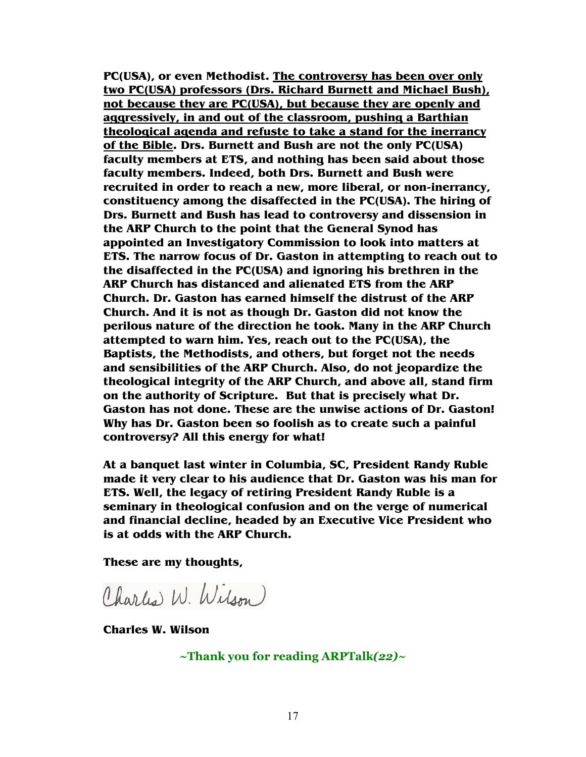**PC(USA), or even Methodist. <u>The controversy has been over only two PC(USA) professors (Drs. Richard Burnett and Michael Bush), not because they are PC(USA), but because they are openly and aggressively, in and out of the classroom, pushing a Barthian theological agenda and refuste to take a stand for the inerrancy of the Bible</u>. Drs. Burnett and Bush are not the only PC(USA) faculty members at ETS, and nothing has been said about those faculty members. Indeed, both Drs. Burnett and Bush were recruited in order to reach a new, more liberal, or non-inerrancy, constituency among the disaffected in the PC(USA). The hiring of Drs. Burnett and Bush has lead to controversy and dissension in the ARP Church to the point that the General Synod has appointed an Investigatory Commission to look into matters at ETS. The narrow focus of Dr. Gaston in attempting to reach out to the disaffected in the PC(USA) and ignoring his brethren in the ARP Church has distanced and alienated ETS from the ARP Church. Dr. Gaston has earned himself the distrust of the ARP Church. And it is not as though Dr. Gaston did not know the perilous nature of the direction he took. Many in the ARP Church attempted to warn him. Yes, reach out to the PC(USA), the Baptists, the Methodists, and others, but forget not the needs and sensibilities of the ARP Church. Also, do not jeopardize the theological integrity of the ARP Church, and above all, stand firm on the authority of Scripture. But that is precisely what Dr. Gaston has not done. These are the unwise actions of Dr. Gaston! Why has Dr. Gaston been so foolish as to create such a painful controversy? All this energy for what!**

**At a banquet last winter in Columbia, SC, President Randy Ruble made it very clear to his audience that Dr. Gaston was his man for ETS. Well, the legacy of retiring President Randy Ruble is a seminary in theological confusion and on the verge of numerical and financial decline, headed by an Executive Vice President who is at odds with the ARP Church.**

**These are my thoughts,**

Charles W. Wilson

**Charles W. Wilson**

**~Thank you for reading ARPTalk*(22)*~**